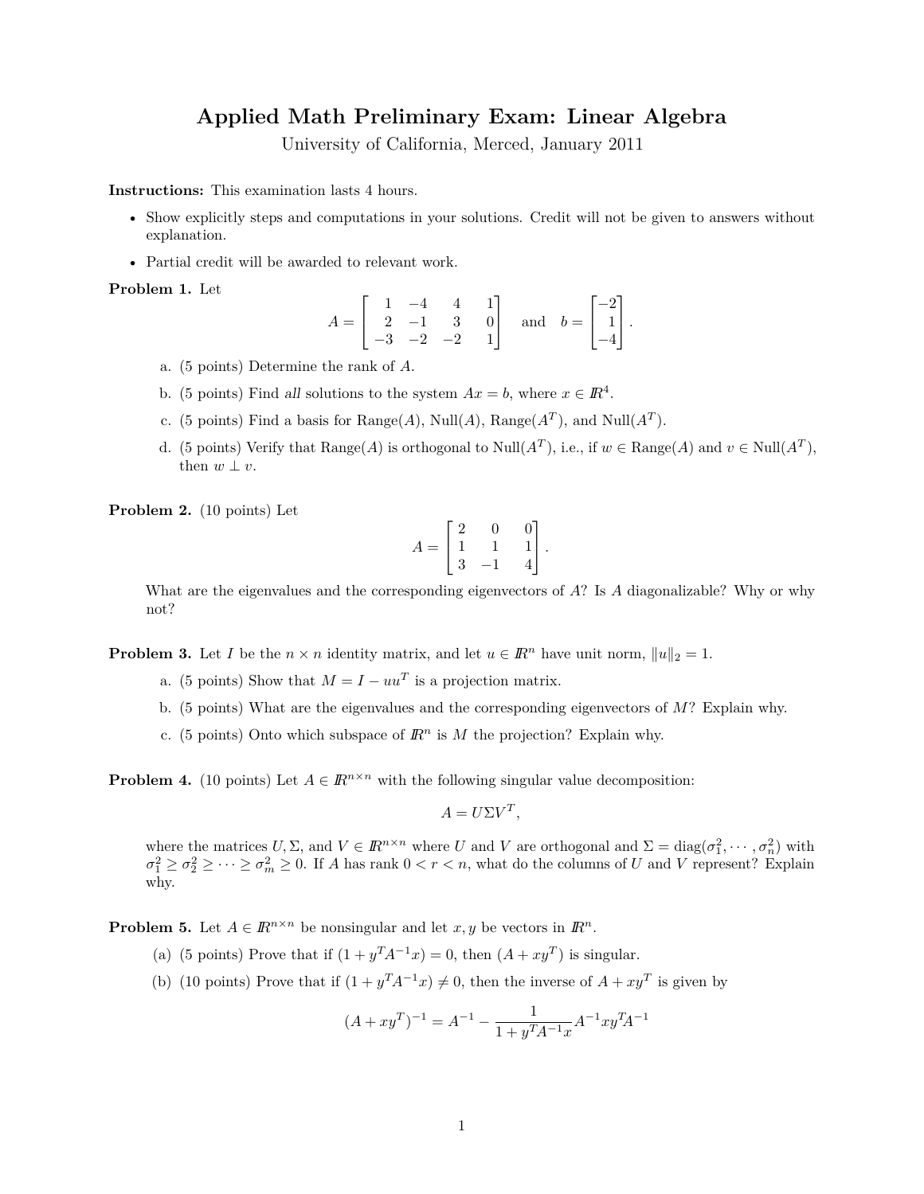# Applied Math Preliminary Exam: Linear Algebra

University of California, Merced, January 2011

**Instructions:** This examination lasts 4 hours.

- Show explicitly steps and computations in your solutions. Credit will not be given to answers without explanation.
- Partial credit will be awarded to relevant work.

**Problem 1.** Let

$$A = \begin{bmatrix} 1 & -4 & 4 & 1 \\ 2 & -1 & 3 & 0 \\ -3 & -2 & -2 & 1 \end{bmatrix} \quad \text{and} \quad b = \begin{bmatrix} -2 \\ 1 \\ -4 \end{bmatrix}.$$

a. (5 points) Determine the rank of $A$.

b. (5 points) Find *all* solutions to the system $Ax = b$, where $x \in \mathbb{R}^4$.

c. (5 points) Find a basis for Range($A$), Null($A$), Range($A^T$), and Null($A^T$).

d. (5 points) Verify that Range($A$) is orthogonal to Null($A^T$), i.e., if $w \in$ Range($A$) and $v \in$ Null($A^T$), then $w \perp v$.

**Problem 2.** (10 points) Let

$$A = \begin{bmatrix} 2 & 0 & 0 \\ 1 & 1 & 1 \\ 3 & -1 & 4 \end{bmatrix}.$$

What are the eigenvalues and the corresponding eigenvectors of $A$? Is $A$ diagonalizable? Why or why not?

**Problem 3.** Let $I$ be the $n \times n$ identity matrix, and let $u \in \mathbb{R}^n$ have unit norm, $\|u\|_2 = 1$.

a. (5 points) Show that $M = I - uu^T$ is a projection matrix.

b. (5 points) What are the eigenvalues and the corresponding eigenvectors of $M$? Explain why.

c. (5 points) Onto which subspace of $\mathbb{R}^n$ is $M$ the projection? Explain why.

**Problem 4.** (10 points) Let $A \in \mathbb{R}^{n \times n}$ with the following singular value decomposition:

$$A = U \Sigma V^T,$$

where the matrices $U, \Sigma$, and $V \in \mathbb{R}^{n \times n}$ where $U$ and $V$ are orthogonal and $\Sigma = \text{diag}(\sigma_1^2, \cdots, \sigma_n^2)$ with $\sigma_1^2 \geq \sigma_2^2 \geq \cdots \geq \sigma_m^2 \geq 0$. If $A$ has rank $0 < r < n$, what do the columns of $U$ and $V$ represent? Explain why.

**Problem 5.** Let $A \in \mathbb{R}^{n \times n}$ be nonsingular and let $x, y$ be vectors in $\mathbb{R}^n$.

(a) (5 points) Prove that if $(1 + y^T A^{-1} x) = 0$, then $(A + xy^T)$ is singular.

(b) (10 points) Prove that if $(1 + y^T A^{-1} x) \neq 0$, then the inverse of $A + xy^T$ is given by

$$(A + xy^T)^{-1} = A^{-1} - \frac{1}{1 + y^T A^{-1} x} A^{-1} x y^T A^{-1}$$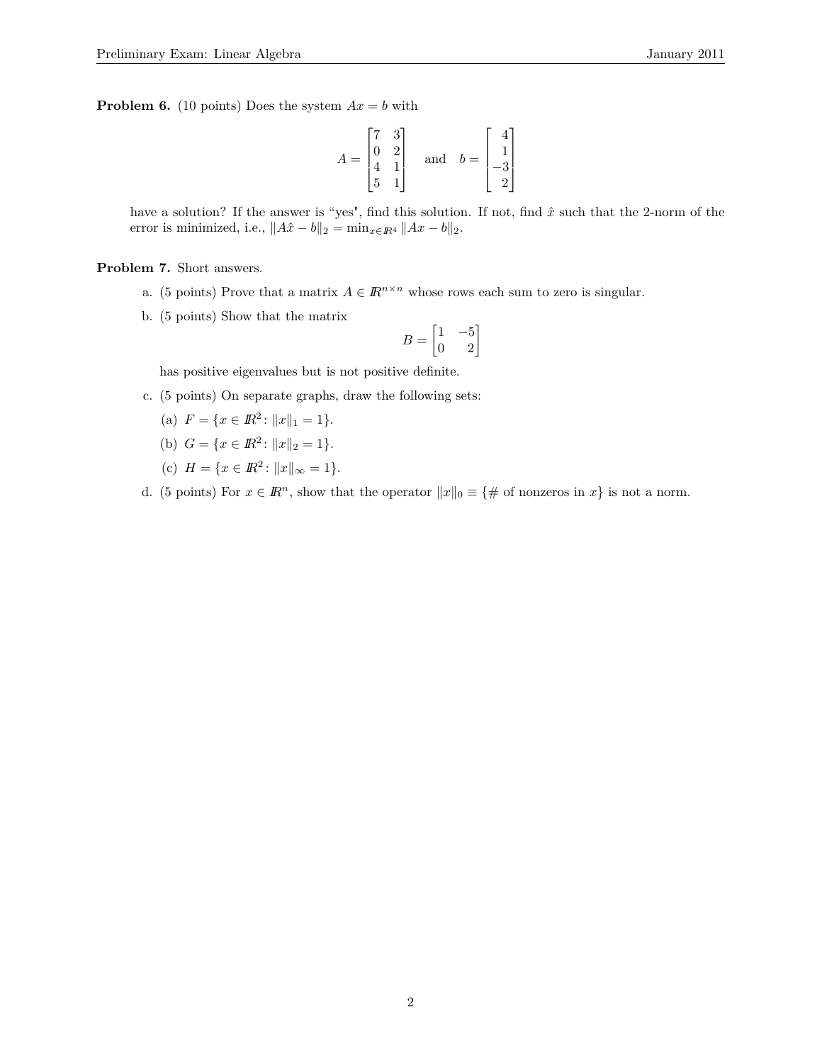**Problem 6.** (10 points) Does the system $Ax = b$ with

$$A = \begin{bmatrix} 7 & 3 \\ 0 & 2 \\ 4 & 1 \\ 5 & 1 \end{bmatrix} \quad \text{and} \quad b = \begin{bmatrix} 4 \\ 1 \\ -3 \\ 2 \end{bmatrix}$$

have a solution? If the answer is "yes", find this solution. If not, find $\hat{x}$ such that the 2-norm of the error is minimized, i.e., $\|A\hat{x} - b\|_2 = \min_{x \in \mathbb{R}^4} \|Ax - b\|_2$.

**Problem 7.** Short answers.

a. (5 points) Prove that a matrix $A \in \mathbb{R}^{n \times n}$ whose rows each sum to zero is singular.

b. (5 points) Show that the matrix

$$B = \begin{bmatrix} 1 & -5 \\ 0 & 2 \end{bmatrix}$$

has positive eigenvalues but is not positive definite.

c. (5 points) On separate graphs, draw the following sets:

(a) $F = \{x \in \mathbb{R}^2 \colon \|x\|_1 = 1\}$.

(b) $G = \{x \in \mathbb{R}^2 \colon \|x\|_2 = 1\}$.

(c) $H = \{x \in \mathbb{R}^2 \colon \|x\|_\infty = 1\}$.

d. (5 points) For $x \in \mathbb{R}^n$, show that the operator $\|x\|_0 \equiv \{\# \text{ of nonzeros in } x\}$ is not a norm.